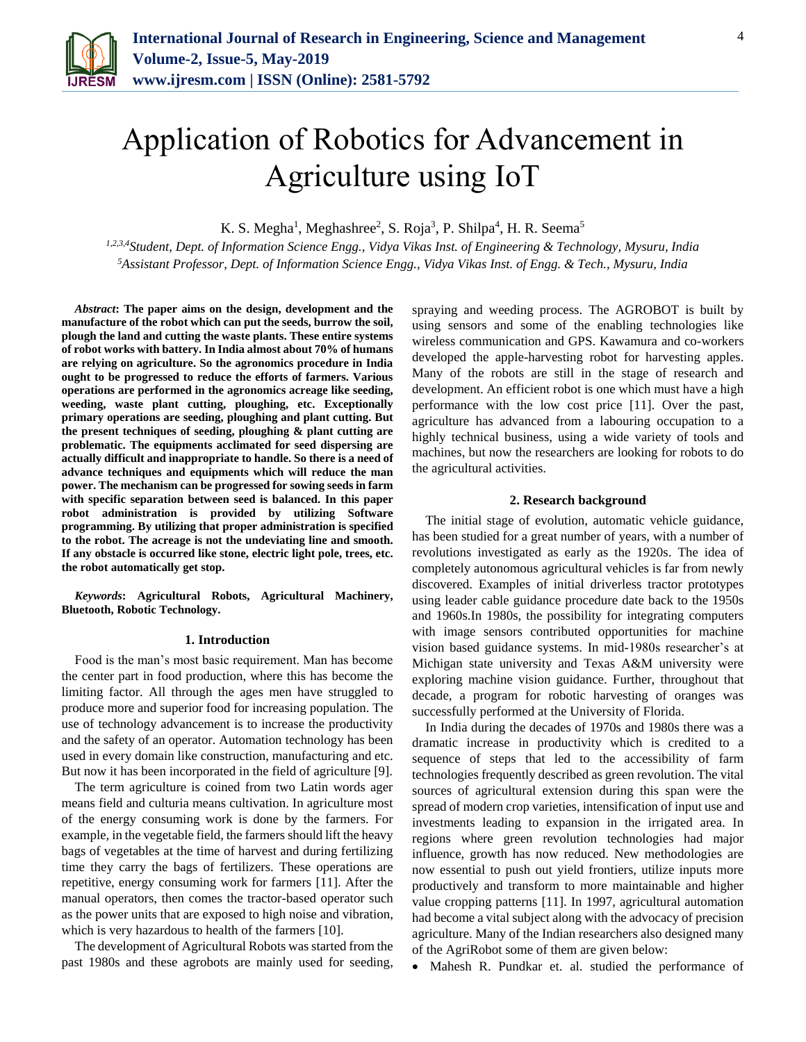# Application of Robotics for Advancement in Agriculture using IoT

K. S. Megha[1], Meghashree[2], S. Roja[3], P. Shilpa[4], H. R. Seema[5]

*[1,2,3,4]Student, Dept. of Information Science Engg., Vidya Vikas Inst. of Engineering & Technology, Mysuru, India*
*[5]Assistant Professor, Dept. of Information Science Engg., Vidya Vikas Inst. of Engg. & Tech., Mysuru, India*

***Abstract*: The paper aims on the design, development and the manufacture of the robot which can put the seeds, burrow the soil, plough the land and cutting the waste plants. These entire systems of robot works with battery. In India almost about 70% of humans are relying on agriculture. So the agronomics procedure in India ought to be progressed to reduce the efforts of farmers. Various operations are performed in the agronomics acreage like seeding, weeding, waste plant cutting, ploughing, etc. Exceptionally primary operations are seeding, ploughing and plant cutting. But the present techniques of seeding, ploughing & plant cutting are problematic. The equipments acclimated for seed dispersing are actually difficult and inappropriate to handle. So there is a need of advance techniques and equipments which will reduce the man power. The mechanism can be progressed for sowing seeds in farm with specific separation between seed is balanced. In this paper robot administration is provided by utilizing Software programming. By utilizing that proper administration is specified to the robot. The acreage is not the undeviating line and smooth. If any obstacle is occurred like stone, electric light pole, trees, etc. the robot automatically get stop.**

***Keywords*: Agricultural Robots, Agricultural Machinery, Bluetooth, Robotic Technology.**

## 1. Introduction

Food is the man's most basic requirement. Man has become the center part in food production, where this has become the limiting factor. All through the ages men have struggled to produce more and superior food for increasing population. The use of technology advancement is to increase the productivity and the safety of an operator. Automation technology has been used in every domain like construction, manufacturing and etc. But now it has been incorporated in the field of agriculture [9].

The term agriculture is coined from two Latin words ager means field and culturia means cultivation. In agriculture most of the energy consuming work is done by the farmers. For example, in the vegetable field, the farmers should lift the heavy bags of vegetables at the time of harvest and during fertilizing time they carry the bags of fertilizers. These operations are repetitive, energy consuming work for farmers [11]. After the manual operators, then comes the tractor-based operator such as the power units that are exposed to high noise and vibration, which is very hazardous to health of the farmers [10].

The development of Agricultural Robots was started from the past 1980s and these agrobots are mainly used for seeding, spraying and weeding process. The AGROBOT is built by using sensors and some of the enabling technologies like wireless communication and GPS. Kawamura and co-workers developed the apple-harvesting robot for harvesting apples. Many of the robots are still in the stage of research and development. An efficient robot is one which must have a high performance with the low cost price [11]. Over the past, agriculture has advanced from a labouring occupation to a highly technical business, using a wide variety of tools and machines, but now the researchers are looking for robots to do the agricultural activities.

## 2. Research background

The initial stage of evolution, automatic vehicle guidance, has been studied for a great number of years, with a number of revolutions investigated as early as the 1920s. The idea of completely autonomous agricultural vehicles is far from newly discovered. Examples of initial driverless tractor prototypes using leader cable guidance procedure date back to the 1950s and 1960s.In 1980s, the possibility for integrating computers with image sensors contributed opportunities for machine vision based guidance systems. In mid-1980s researcher's at Michigan state university and Texas A&M university were exploring machine vision guidance. Further, throughout that decade, a program for robotic harvesting of oranges was successfully performed at the University of Florida.

In India during the decades of 1970s and 1980s there was a dramatic increase in productivity which is credited to a sequence of steps that led to the accessibility of farm technologies frequently described as green revolution. The vital sources of agricultural extension during this span were the spread of modern crop varieties, intensification of input use and investments leading to expansion in the irrigated area. In regions where green revolution technologies had major influence, growth has now reduced. New methodologies are now essential to push out yield frontiers, utilize inputs more productively and transform to more maintainable and higher value cropping patterns [11]. In 1997, agricultural automation had become a vital subject along with the advocacy of precision agriculture. Many of the Indian researchers also designed many of the AgriRobot some of them are given below:

- Mahesh R. Pundkar et. al. studied the performance of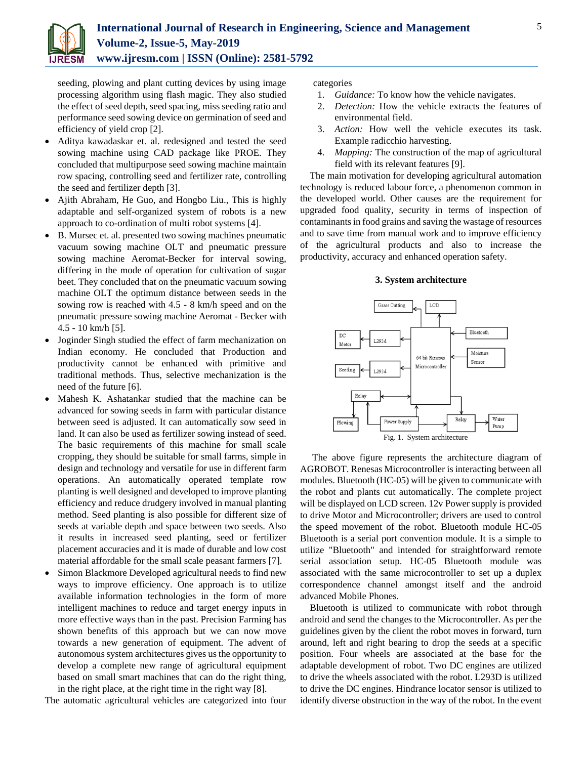seeding, plowing and plant cutting devices by using image processing algorithm using flash magic. They also studied the effect of seed depth, seed spacing, miss seeding ratio and performance seed sowing device on germination of seed and efficiency of yield crop [2].

- Aditya kawadaskar et. al. redesigned and tested the seed sowing machine using CAD package like PROE. They concluded that multipurpose seed sowing machine maintain row spacing, controlling seed and fertilizer rate, controlling the seed and fertilizer depth [3].
- Ajith Abraham, He Guo, and Hongbo Liu., This is highly adaptable and self-organized system of robots is a new approach to co-ordination of multi robot systems [4].
- B. Mursec et. al. presented two sowing machines pneumatic vacuum sowing machine OLT and pneumatic pressure sowing machine Aeromat-Becker for interval sowing, differing in the mode of operation for cultivation of sugar beet. They concluded that on the pneumatic vacuum sowing machine OLT the optimum distance between seeds in the sowing row is reached with 4.5 - 8 km/h speed and on the pneumatic pressure sowing machine Aeromat - Becker with 4.5 - 10 km/h [5].
- Joginder Singh studied the effect of farm mechanization on Indian economy. He concluded that Production and productivity cannot be enhanced with primitive and traditional methods. Thus, selective mechanization is the need of the future [6].
- Mahesh K. Ashatankar studied that the machine can be advanced for sowing seeds in farm with particular distance between seed is adjusted. It can automatically sow seed in land. It can also be used as fertilizer sowing instead of seed. The basic requirements of this machine for small scale cropping, they should be suitable for small farms, simple in design and technology and versatile for use in different farm operations. An automatically operated template row planting is well designed and developed to improve planting efficiency and reduce drudgery involved in manual planting method. Seed planting is also possible for different size of seeds at variable depth and space between two seeds. Also it results in increased seed planting, seed or fertilizer placement accuracies and it is made of durable and low cost material affordable for the small scale peasant farmers [7].
- Simon Blackmore Developed agricultural needs to find new ways to improve efficiency. One approach is to utilize available information technologies in the form of more intelligent machines to reduce and target energy inputs in more effective ways than in the past. Precision Farming has shown benefits of this approach but we can now move towards a new generation of equipment. The advent of autonomous system architectures gives us the opportunity to develop a complete new range of agricultural equipment based on small smart machines that can do the right thing, in the right place, at the right time in the right way [8].

The automatic agricultural vehicles are categorized into four categories

1. *Guidance:* To know how the vehicle navigates.
2. *Detection:* How the vehicle extracts the features of environmental field.
3. *Action:* How well the vehicle executes its task. Example radicchio harvesting.
4. *Mapping:* The construction of the map of agricultural field with its relevant features [9].

The main motivation for developing agricultural automation technology is reduced labour force, a phenomenon common in the developed world. Other causes are the requirement for upgraded food quality, security in terms of inspection of contaminants in food grains and saving the wastage of resources and to save time from manual work and to improve efficiency of the agricultural products and also to increase the productivity, accuracy and enhanced operation safety.

## 3. System architecture

Fig. 1. System architecture

The above figure represents the architecture diagram of AGROBOT. Renesas Microcontroller is interacting between all modules. Bluetooth (HC-05) will be given to communicate with the robot and plants cut automatically. The complete project will be displayed on LCD screen. 12v Power supply is provided to drive Motor and Microcontroller; drivers are used to control the speed movement of the robot. Bluetooth module HC-05 Bluetooth is a serial port convention module. It is a simple to utilize "Bluetooth" and intended for straightforward remote serial association setup. HC-05 Bluetooth module was associated with the same microcontroller to set up a duplex correspondence channel amongst itself and the android advanced Mobile Phones.

Bluetooth is utilized to communicate with robot through android and send the changes to the Microcontroller. As per the guidelines given by the client the robot moves in forward, turn around, left and right bearing to drop the seeds at a specific position. Four wheels are associated at the base for the adaptable development of robot. Two DC engines are utilized to drive the wheels associated with the robot. L293D is utilized to drive the DC engines. Hindrance locator sensor is utilized to identify diverse obstruction in the way of the robot. In the event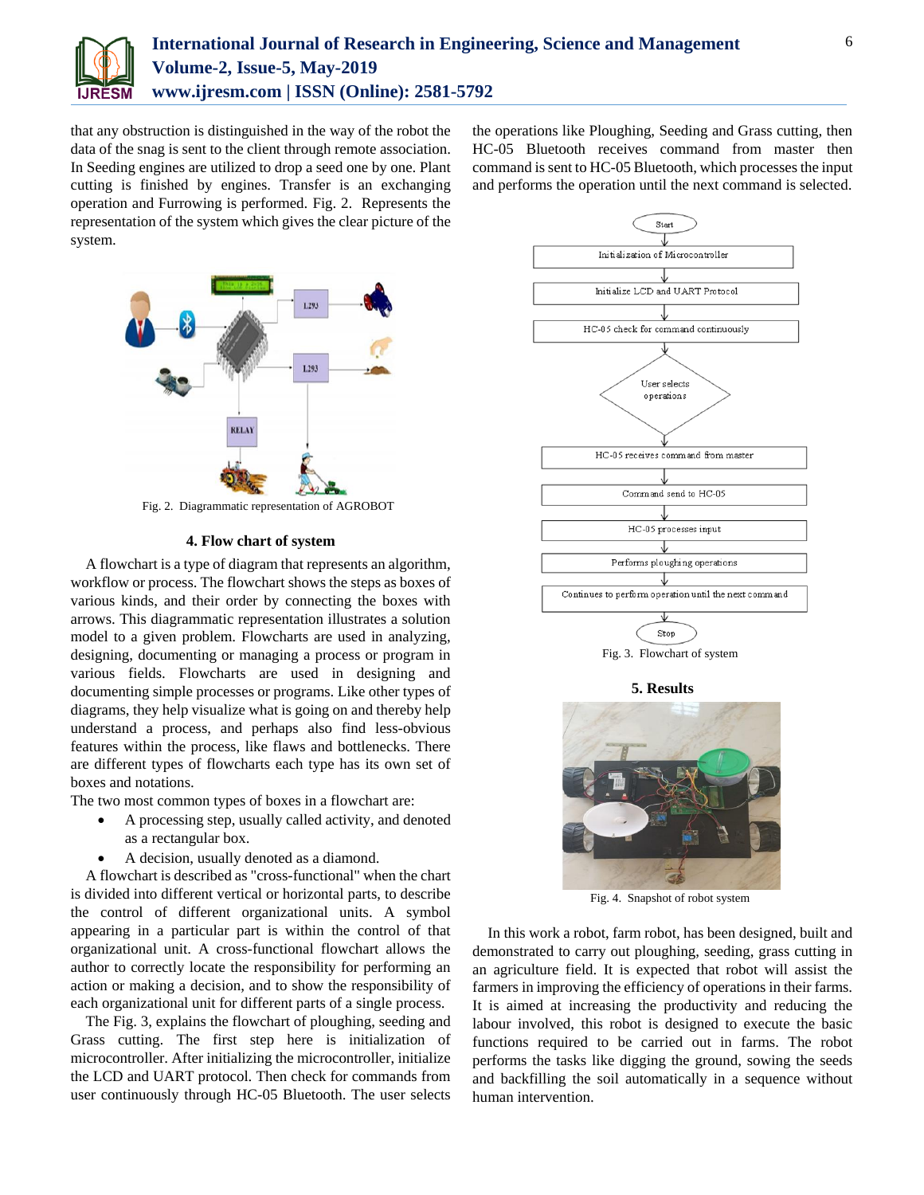that any obstruction is distinguished in the way of the robot the data of the snag is sent to the client through remote association. In Seeding engines are utilized to drop a seed one by one. Plant cutting is finished by engines. Transfer is an exchanging operation and Furrowing is performed. Fig. 2. Represents the representation of the system which gives the clear picture of the system.

Fig. 2. Diagrammatic representation of AGROBOT

## 4. Flow chart of system

A flowchart is a type of diagram that represents an algorithm, workflow or process. The flowchart shows the steps as boxes of various kinds, and their order by connecting the boxes with arrows. This diagrammatic representation illustrates a solution model to a given problem. Flowcharts are used in analyzing, designing, documenting or managing a process or program in various fields. Flowcharts are used in designing and documenting simple processes or programs. Like other types of diagrams, they help visualize what is going on and thereby help understand a process, and perhaps also find less-obvious features within the process, like flaws and bottlenecks. There are different types of flowcharts each type has its own set of boxes and notations.

The two most common types of boxes in a flowchart are:

- A processing step, usually called activity, and denoted as a rectangular box.
- A decision, usually denoted as a diamond.

A flowchart is described as "cross-functional" when the chart is divided into different vertical or horizontal parts, to describe the control of different organizational units. A symbol appearing in a particular part is within the control of that organizational unit. A cross-functional flowchart allows the author to correctly locate the responsibility for performing an action or making a decision, and to show the responsibility of each organizational unit for different parts of a single process.

The Fig. 3, explains the flowchart of ploughing, seeding and Grass cutting. The first step here is initialization of microcontroller. After initializing the microcontroller, initialize the LCD and UART protocol. Then check for commands from user continuously through HC-05 Bluetooth. The user selects the operations like Ploughing, Seeding and Grass cutting, then HC-05 Bluetooth receives command from master then command is sent to HC-05 Bluetooth, which processes the input and performs the operation until the next command is selected.

Fig. 3. Flowchart of system

## 5. Results

Fig. 4. Snapshot of robot system

In this work a robot, farm robot, has been designed, built and demonstrated to carry out ploughing, seeding, grass cutting in an agriculture field. It is expected that robot will assist the farmers in improving the efficiency of operations in their farms. It is aimed at increasing the productivity and reducing the labour involved, this robot is designed to execute the basic functions required to be carried out in farms. The robot performs the tasks like digging the ground, sowing the seeds and backfilling the soil automatically in a sequence without human intervention.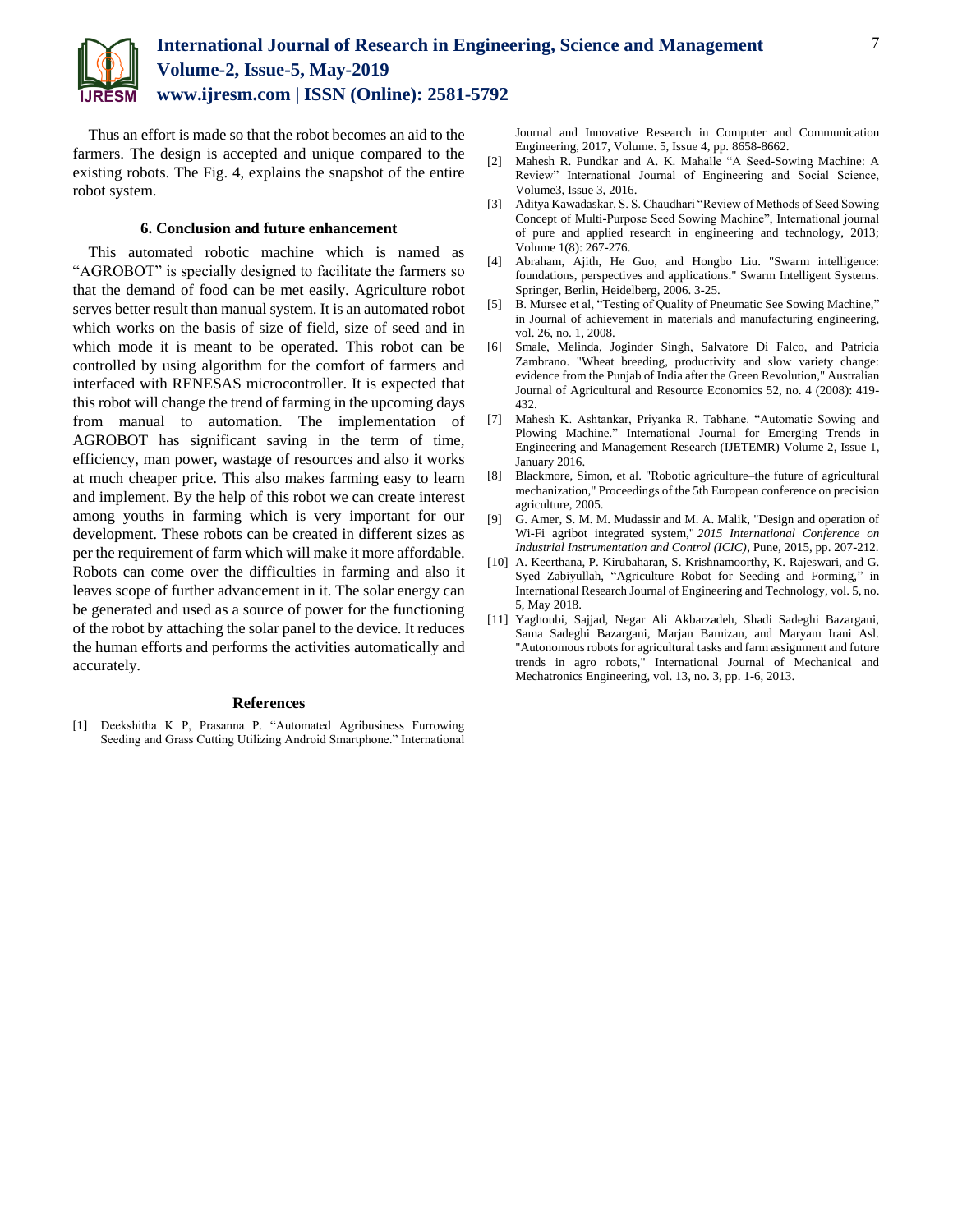Thus an effort is made so that the robot becomes an aid to the farmers. The design is accepted and unique compared to the existing robots. The Fig. 4, explains the snapshot of the entire robot system.

## 6. Conclusion and future enhancement

This automated robotic machine which is named as "AGROBOT" is specially designed to facilitate the farmers so that the demand of food can be met easily. Agriculture robot serves better result than manual system. It is an automated robot which works on the basis of size of field, size of seed and in which mode it is meant to be operated. This robot can be controlled by using algorithm for the comfort of farmers and interfaced with RENESAS microcontroller. It is expected that this robot will change the trend of farming in the upcoming days from manual to automation. The implementation of AGROBOT has significant saving in the term of time, efficiency, man power, wastage of resources and also it works at much cheaper price. This also makes farming easy to learn and implement. By the help of this robot we can create interest among youths in farming which is very important for our development. These robots can be created in different sizes as per the requirement of farm which will make it more affordable. Robots can come over the difficulties in farming and also it leaves scope of further advancement in it. The solar energy can be generated and used as a source of power for the functioning of the robot by attaching the solar panel to the device. It reduces the human efforts and performs the activities automatically and accurately.

## References

[1] Deekshitha K P, Prasanna P. "Automated Agribusiness Furrowing Seeding and Grass Cutting Utilizing Android Smartphone." International Journal and Innovative Research in Computer and Communication Engineering, 2017, Volume. 5, Issue 4, pp. 8658-8662.

[2] Mahesh R. Pundkar and A. K. Mahalle "A Seed-Sowing Machine: A Review" International Journal of Engineering and Social Science, Volume3, Issue 3, 2016.

[3] Aditya Kawadaskar, S. S. Chaudhari "Review of Methods of Seed Sowing Concept of Multi-Purpose Seed Sowing Machine", International journal of pure and applied research in engineering and technology, 2013; Volume 1(8): 267-276.

[4] Abraham, Ajith, He Guo, and Hongbo Liu. "Swarm intelligence: foundations, perspectives and applications." Swarm Intelligent Systems. Springer, Berlin, Heidelberg, 2006. 3-25.

[5] B. Mursec et al, "Testing of Quality of Pneumatic See Sowing Machine," in Journal of achievement in materials and manufacturing engineering, vol. 26, no. 1, 2008.

[6] Smale, Melinda, Joginder Singh, Salvatore Di Falco, and Patricia Zambrano. "Wheat breeding, productivity and slow variety change: evidence from the Punjab of India after the Green Revolution," Australian Journal of Agricultural and Resource Economics 52, no. 4 (2008): 419-432.

[7] Mahesh K. Ashtankar, Priyanka R. Tabhane. "Automatic Sowing and Plowing Machine." International Journal for Emerging Trends in Engineering and Management Research (IJETEMR) Volume 2, Issue 1, January 2016.

[8] Blackmore, Simon, et al. "Robotic agriculture–the future of agricultural mechanization," Proceedings of the 5th European conference on precision agriculture, 2005.

[9] G. Amer, S. M. M. Mudassir and M. A. Malik, "Design and operation of Wi-Fi agribot integrated system," *2015 International Conference on Industrial Instrumentation and Control (ICIC)*, Pune, 2015, pp. 207-212.

[10] A. Keerthana, P. Kirubaharan, S. Krishnamoorthy, K. Rajeswari, and G. Syed Zabiyullah, "Agriculture Robot for Seeding and Forming," in International Research Journal of Engineering and Technology, vol. 5, no. 5, May 2018.

[11] Yaghoubi, Sajjad, Negar Ali Akbarzadeh, Shadi Sadeghi Bazargani, Sama Sadeghi Bazargani, Marjan Bamizan, and Maryam Irani Asl. "Autonomous robots for agricultural tasks and farm assignment and future trends in agro robots," International Journal of Mechanical and Mechatronics Engineering, vol. 13, no. 3, pp. 1-6, 2013.